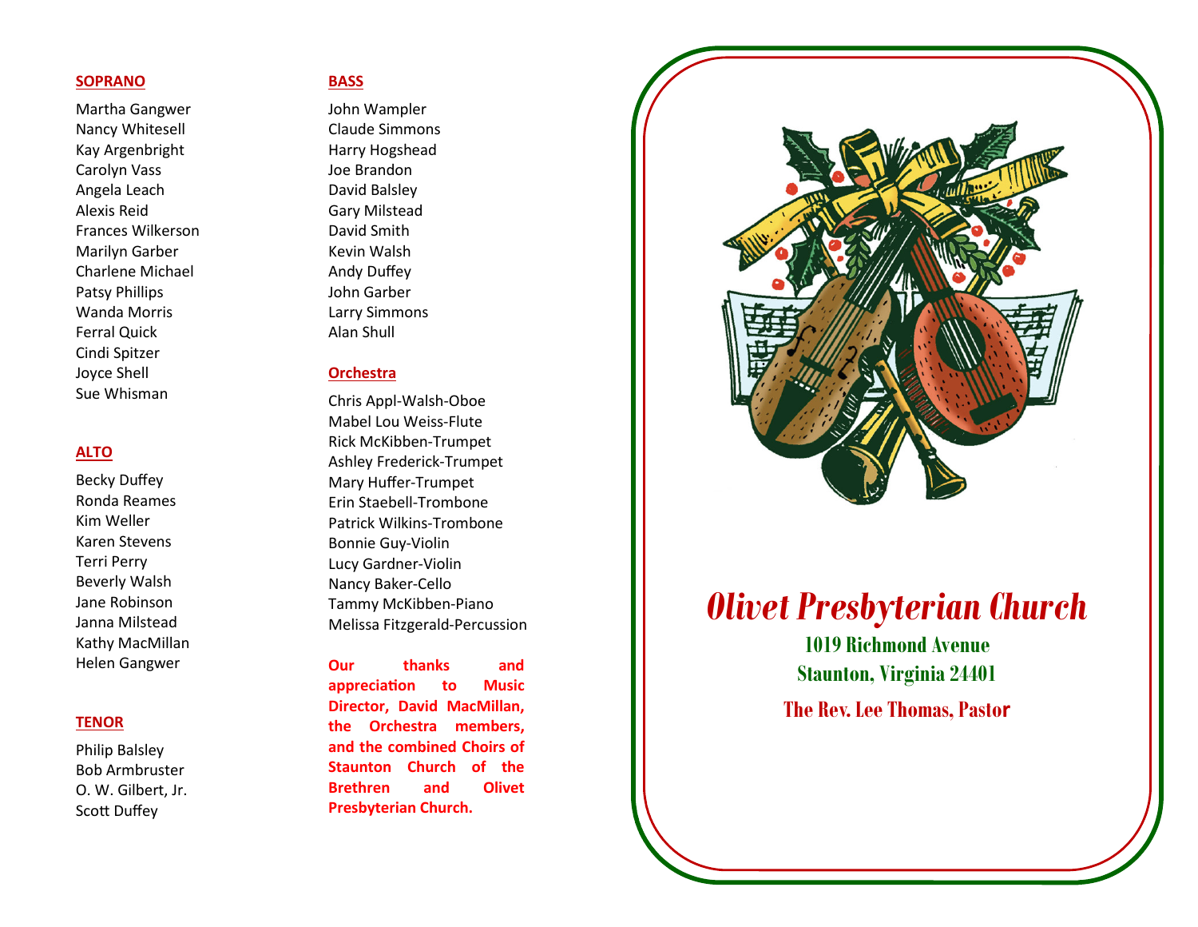## SOPRANO

Martha Gangwer
Nancy Whitesell
Kay Argenbright
Carolyn Vass
Angela Leach
Alexis Reid
Frances Wilkerson
Marilyn Garber
Charlene Michael
Patsy Phillips
Wanda Morris
Ferral Quick
Cindi Spitzer
Joyce Shell
Sue Whisman

## ALTO

Becky Duffey
Ronda Reames
Kim Weller
Karen Stevens
Terri Perry
Beverly Walsh
Jane Robinson
Janna Milstead
Kathy MacMillan
Helen Gangwer

## TENOR

Philip Balsley
Bob Armbruster
O. W. Gilbert, Jr.
Scott Duffey

## BASS

John Wampler
Claude Simmons
Harry Hogshead
Joe Brandon
David Balsley
Gary Milstead
David Smith
Kevin Walsh
Andy Duffey
John Garber
Larry Simmons
Alan Shull

## Orchestra

Chris Appl-Walsh-Oboe
Mabel Lou Weiss-Flute
Rick McKibben-Trumpet
Ashley Frederick-Trumpet
Mary Huffer-Trumpet
Erin Staebell-Trombone
Patrick Wilkins-Trombone
Bonnie Guy-Violin
Lucy Gardner-Violin
Nancy Baker-Cello
Tammy McKibben-Piano
Melissa Fitzgerald-Percussion

**Our thanks and appreciation to Music Director, David MacMillan, the Orchestra members, and the combined Choirs of Staunton Church of the Brethren and Olivet Presbyterian Church.**

# *Olivet Presbyterian Church*

**1019 Richmond Avenue**
**Staunton, Virginia 24401**

**The Rev. Lee Thomas, Pastor**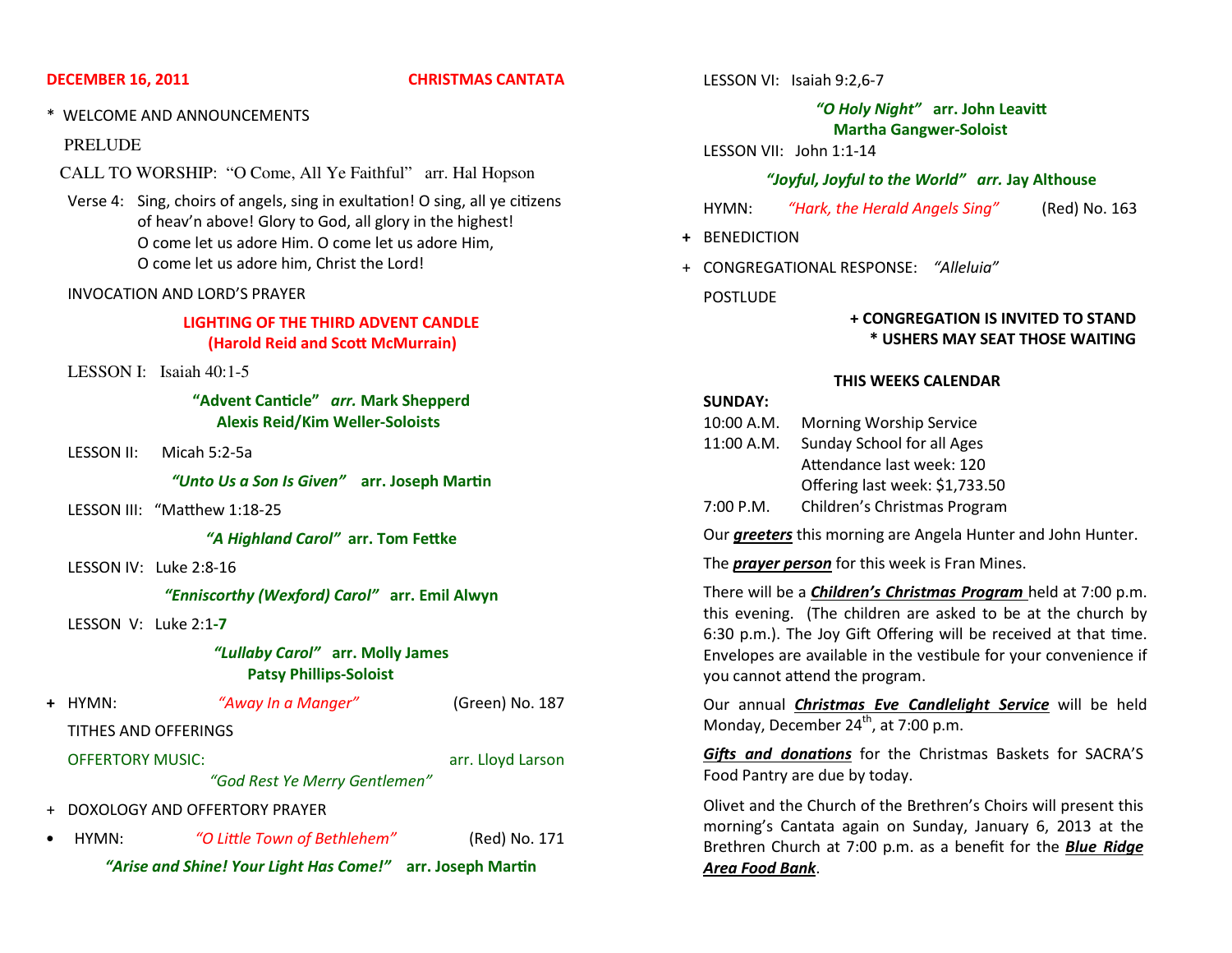**DECEMBER 16, 2011** **CHRISTMAS CANTATA**

\* WELCOME AND ANNOUNCEMENTS

PRELUDE

CALL TO WORSHIP: "O Come, All Ye Faithful" arr. Hal Hopson

Verse 4: Sing, choirs of angels, sing in exultation! O sing, all ye citizens of heav'n above! Glory to God, all glory in the highest!
O come let us adore Him. O come let us adore Him,
O come let us adore him, Christ the Lord!

INVOCATION AND LORD'S PRAYER

**LIGHTING OF THE THIRD ADVENT CANDLE**
**(Harold Reid and Scott McMurrain)**

LESSON I: Isaiah 40:1-5

**"Advent Canticle"** ***arr.*** **Mark Shepperd**
**Alexis Reid/Kim Weller-Soloists**

LESSON II: Micah 5:2-5a

***"Unto Us a Son Is Given"*** **arr. Joseph Martin**

LESSON III: "Matthew 1:18-25

***"A Highland Carol"*** **arr. Tom Fettke**

LESSON IV: Luke 2:8-16

***"Enniscorthy (Wexford) Carol"*** **arr. Emil Alwyn**

LESSON V: Luke 2:1-**7**

***"Lullaby Carol"*** **arr. Molly James**
**Patsy Phillips-Soloist**

\+ HYMN: *"Away In a Manger"* (Green) No. 187

TITHES AND OFFERINGS

OFFERTORY MUSIC: arr. Lloyd Larson
*"God Rest Ye Merry Gentlemen"*

\+ DOXOLOGY AND OFFERTORY PRAYER

• HYMN: *"O Little Town of Bethlehem"* (Red) No. 171

***"Arise and Shine! Your Light Has Come!"*** **arr. Joseph Martin**

LESSON VI: Isaiah 9:2,6-7

***"O Holy Night"*** **arr. John Leavitt**
**Martha Gangwer-Soloist**

LESSON VII: John 1:1-14

***"Joyful, Joyful to the World"*** ***arr.*** **Jay Althouse**

HYMN: *"Hark, the Herald Angels Sing"* (Red) No. 163

\+ BENEDICTION

\+ CONGREGATIONAL RESPONSE: *"Alleluia"*

POSTLUDE

**+ CONGREGATION IS INVITED TO STAND**
**\* USHERS MAY SEAT THOSE WAITING**

**THIS WEEKS CALENDAR**

**SUNDAY:**

10:00 A.M. Morning Worship Service
11:00 A.M. Sunday School for all Ages
Attendance last week: 120
Offering last week: $1,733.50
7:00 P.M. Children's Christmas Program

Our ***greeters*** this morning are Angela Hunter and John Hunter.

The ***prayer person*** for this week is Fran Mines.

There will be a ***Children's Christmas Program*** held at 7:00 p.m. this evening. (The children are asked to be at the church by 6:30 p.m.). The Joy Gift Offering will be received at that time. Envelopes are available in the vestibule for your convenience if you cannot attend the program.

Our annual ***Christmas Eve Candlelight Service*** will be held Monday, December 24th, at 7:00 p.m.

***Gifts and donations*** for the Christmas Baskets for SACRA'S Food Pantry are due by today.

Olivet and the Church of the Brethren's Choirs will present this morning's Cantata again on Sunday, January 6, 2013 at the Brethren Church at 7:00 p.m. as a benefit for the ***Blue Ridge Area Food Bank***.